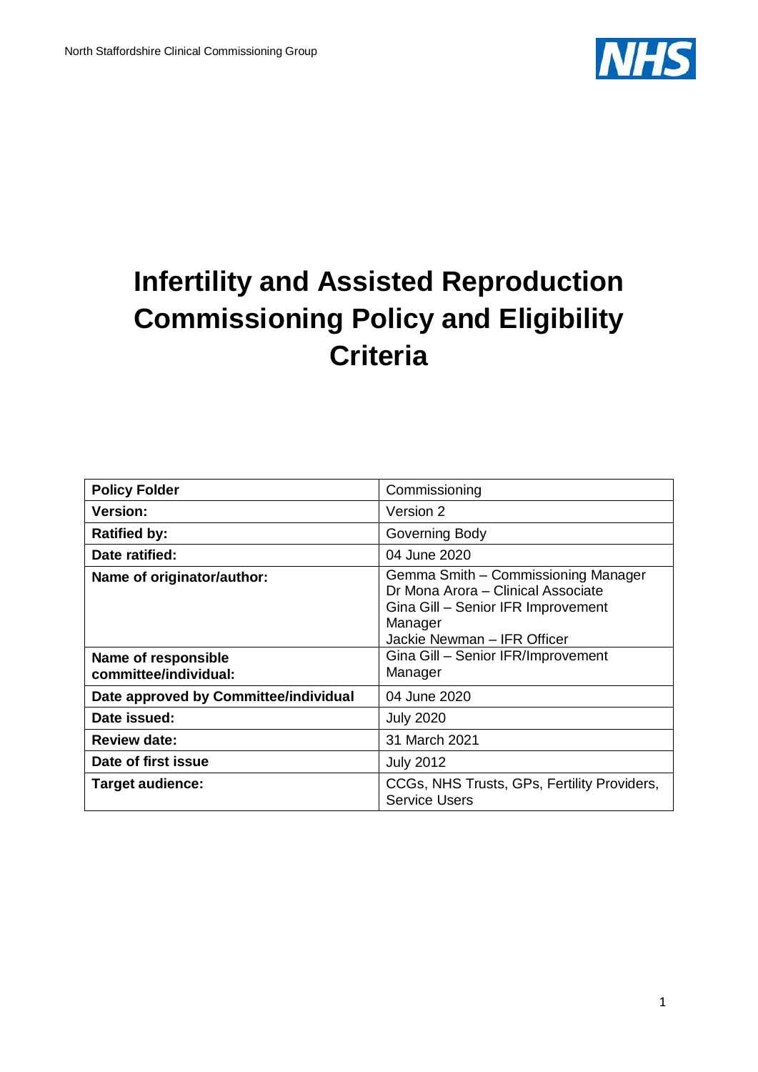North Staffordshire Clinical Commissioning Group

# Infertility and Assisted Reproduction Commissioning Policy and Eligibility Criteria

| | |
|---|---|
| **Policy Folder** | Commissioning |
| **Version:** | Version 2 |
| **Ratified by:** | Governing Body |
| **Date ratified:** | 04 June 2020 |
| **Name of originator/author:** | Gemma Smith – Commissioning Manager<br>Dr Mona Arora – Clinical Associate<br>Gina Gill – Senior IFR Improvement Manager<br>Jackie Newman – IFR Officer |
| **Name of responsible committee/individual:** | Gina Gill – Senior IFR/Improvement Manager |
| **Date approved by Committee/individual** | 04 June 2020 |
| **Date issued:** | July 2020 |
| **Review date:** | 31 March 2021 |
| **Date of first issue** | July 2012 |
| **Target audience:** | CCGs, NHS Trusts, GPs, Fertility Providers, Service Users |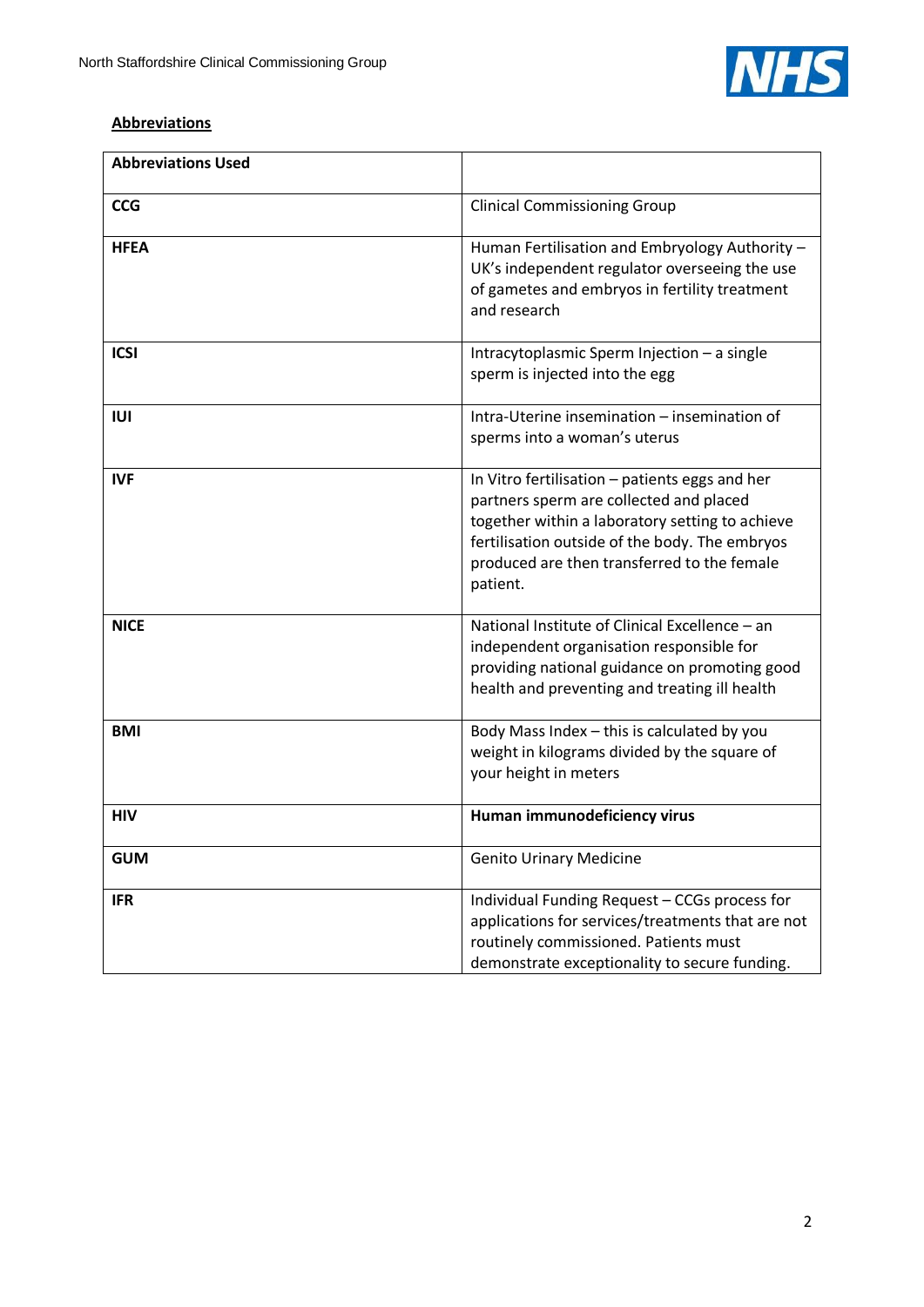**Abbreviations**

| Abbreviations Used | |
|---|---|
| **CCG** | Clinical Commissioning Group |
| **HFEA** | Human Fertilisation and Embryology Authority – UK's independent regulator overseeing the use of gametes and embryos in fertility treatment and research |
| **ICSI** | Intracytoplasmic Sperm Injection – a single sperm is injected into the egg |
| **IUI** | Intra-Uterine insemination – insemination of sperms into a woman's uterus |
| **IVF** | In Vitro fertilisation – patients eggs and her partners sperm are collected and placed together within a laboratory setting to achieve fertilisation outside of the body. The embryos produced are then transferred to the female patient. |
| **NICE** | National Institute of Clinical Excellence – an independent organisation responsible for providing national guidance on promoting good health and preventing and treating ill health |
| **BMI** | Body Mass Index – this is calculated by you weight in kilograms divided by the square of your height in meters |
| **HIV** | **Human immunodeficiency virus** |
| **GUM** | Genito Urinary Medicine |
| **IFR** | Individual Funding Request – CCGs process for applications for services/treatments that are not routinely commissioned. Patients must demonstrate exceptionality to secure funding. |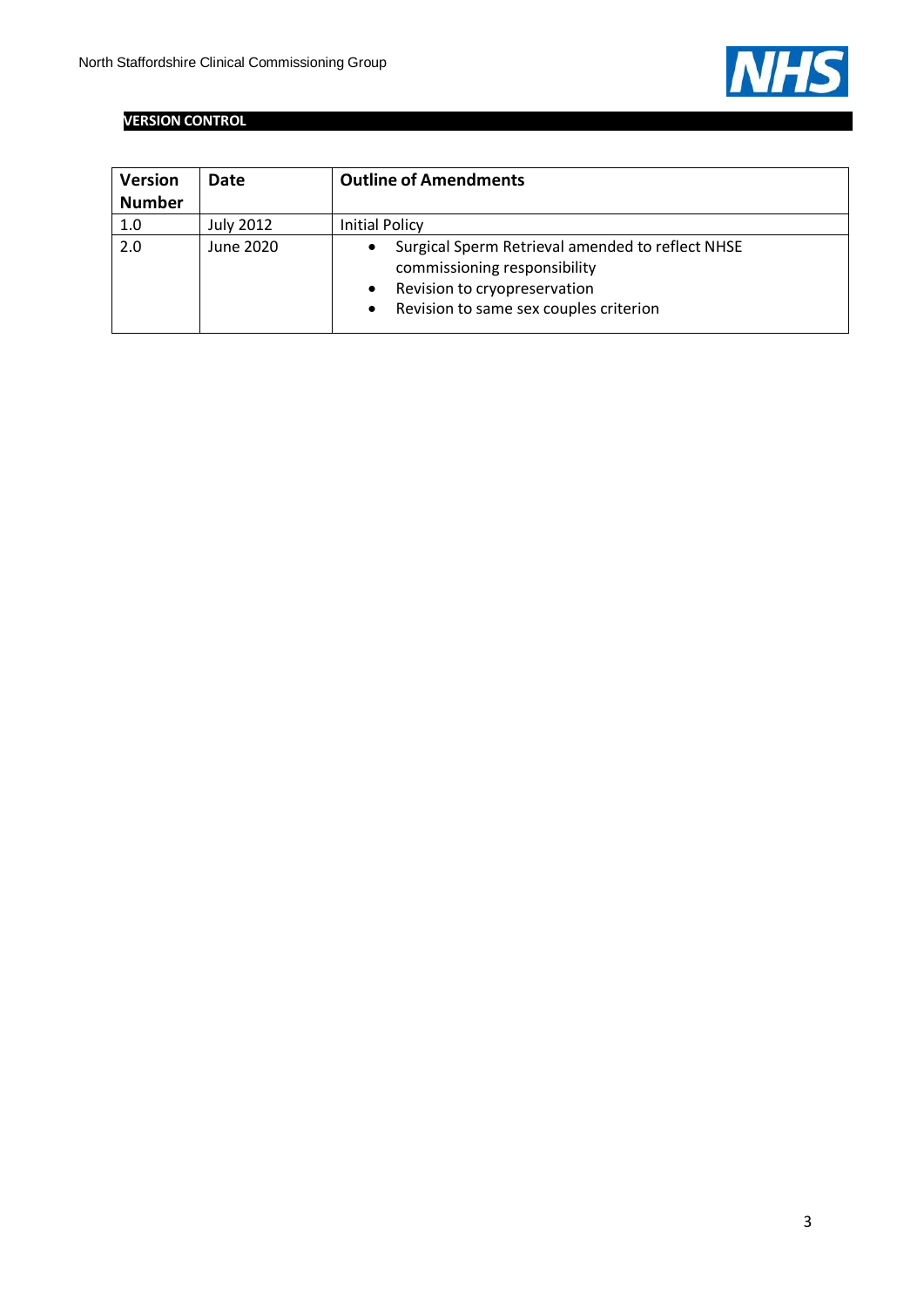## VERSION CONTROL

| Version Number | Date | Outline of Amendments |
|---|---|---|
| 1.0 | July 2012 | Initial Policy |
| 2.0 | June 2020 | • Surgical Sperm Retrieval amended to reflect NHSE commissioning responsibility<br>• Revision to cryopreservation<br>• Revision to same sex couples criterion |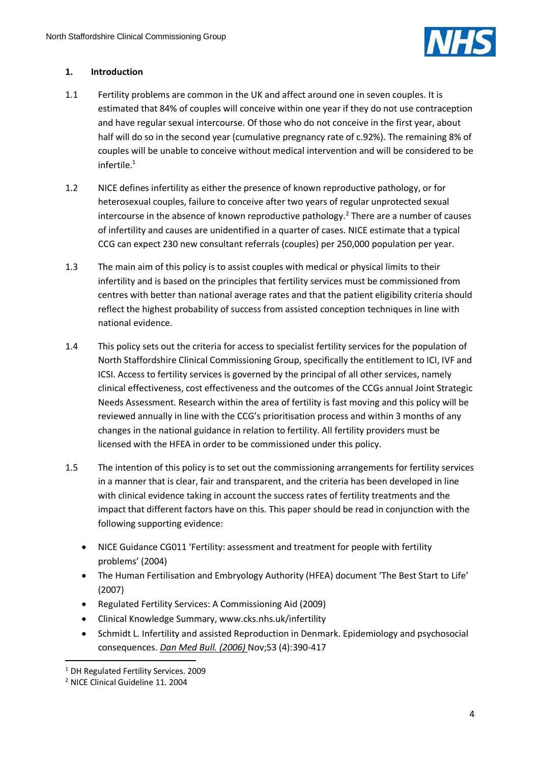## 1. Introduction

1.1 Fertility problems are common in the UK and affect around one in seven couples. It is estimated that 84% of couples will conceive within one year if they do not use contraception and have regular sexual intercourse. Of those who do not conceive in the first year, about half will do so in the second year (cumulative pregnancy rate of c.92%). The remaining 8% of couples will be unable to conceive without medical intervention and will be considered to be infertile.[1]

1.2 NICE defines infertility as either the presence of known reproductive pathology, or for heterosexual couples, failure to conceive after two years of regular unprotected sexual intercourse in the absence of known reproductive pathology.[2] There are a number of causes of infertility and causes are unidentified in a quarter of cases. NICE estimate that a typical CCG can expect 230 new consultant referrals (couples) per 250,000 population per year.

1.3 The main aim of this policy is to assist couples with medical or physical limits to their infertility and is based on the principles that fertility services must be commissioned from centres with better than national average rates and that the patient eligibility criteria should reflect the highest probability of success from assisted conception techniques in line with national evidence.

1.4 This policy sets out the criteria for access to specialist fertility services for the population of North Staffordshire Clinical Commissioning Group, specifically the entitlement to ICI, IVF and ICSI. Access to fertility services is governed by the principal of all other services, namely clinical effectiveness, cost effectiveness and the outcomes of the CCGs annual Joint Strategic Needs Assessment. Research within the area of fertility is fast moving and this policy will be reviewed annually in line with the CCG's prioritisation process and within 3 months of any changes in the national guidance in relation to fertility. All fertility providers must be licensed with the HFEA in order to be commissioned under this policy.

1.5 The intention of this policy is to set out the commissioning arrangements for fertility services in a manner that is clear, fair and transparent, and the criteria has been developed in line with clinical evidence taking in account the success rates of fertility treatments and the impact that different factors have on this. This paper should be read in conjunction with the following supporting evidence:

- NICE Guidance CG011 'Fertility: assessment and treatment for people with fertility problems' (2004)
- The Human Fertilisation and Embryology Authority (HFEA) document 'The Best Start to Life' (2007)
- Regulated Fertility Services: A Commissioning Aid (2009)
- Clinical Knowledge Summary, www.cks.nhs.uk/infertility
- Schmidt L. Infertility and assisted Reproduction in Denmark. Epidemiology and psychosocial consequences. *Dan Med Bull. (2006)* Nov;53 (4):390-417

[1] DH Regulated Fertility Services. 2009

[2] NICE Clinical Guideline 11. 2004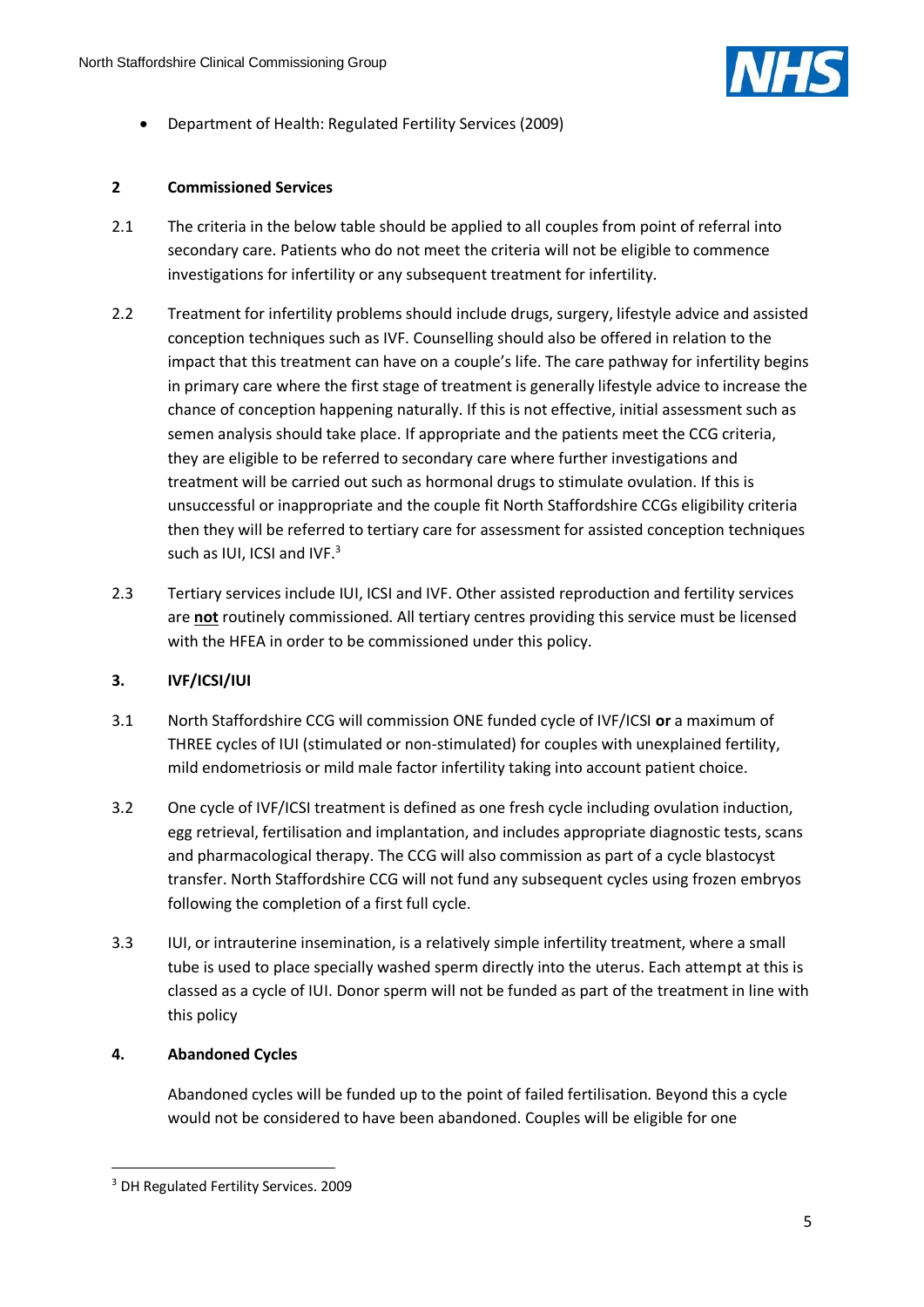- Department of Health: Regulated Fertility Services (2009)

## 2 Commissioned Services

2.1 The criteria in the below table should be applied to all couples from point of referral into secondary care. Patients who do not meet the criteria will not be eligible to commence investigations for infertility or any subsequent treatment for infertility.

2.2 Treatment for infertility problems should include drugs, surgery, lifestyle advice and assisted conception techniques such as IVF. Counselling should also be offered in relation to the impact that this treatment can have on a couple's life. The care pathway for infertility begins in primary care where the first stage of treatment is generally lifestyle advice to increase the chance of conception happening naturally. If this is not effective, initial assessment such as semen analysis should take place. If appropriate and the patients meet the CCG criteria, they are eligible to be referred to secondary care where further investigations and treatment will be carried out such as hormonal drugs to stimulate ovulation. If this is unsuccessful or inappropriate and the couple fit North Staffordshire CCGs eligibility criteria then they will be referred to tertiary care for assessment for assisted conception techniques such as IUI, ICSI and IVF.[3]

2.3 Tertiary services include IUI, ICSI and IVF. Other assisted reproduction and fertility services are **not** routinely commissioned. All tertiary centres providing this service must be licensed with the HFEA in order to be commissioned under this policy.

## 3. IVF/ICSI/IUI

3.1 North Staffordshire CCG will commission ONE funded cycle of IVF/ICSI **or** a maximum of THREE cycles of IUI (stimulated or non-stimulated) for couples with unexplained fertility, mild endometriosis or mild male factor infertility taking into account patient choice.

3.2 One cycle of IVF/ICSI treatment is defined as one fresh cycle including ovulation induction, egg retrieval, fertilisation and implantation, and includes appropriate diagnostic tests, scans and pharmacological therapy. The CCG will also commission as part of a cycle blastocyst transfer. North Staffordshire CCG will not fund any subsequent cycles using frozen embryos following the completion of a first full cycle.

3.3 IUI, or intrauterine insemination, is a relatively simple infertility treatment, where a small tube is used to place specially washed sperm directly into the uterus. Each attempt at this is classed as a cycle of IUI. Donor sperm will not be funded as part of the treatment in line with this policy

## 4. Abandoned Cycles

Abandoned cycles will be funded up to the point of failed fertilisation. Beyond this a cycle would not be considered to have been abandoned. Couples will be eligible for one

[3] DH Regulated Fertility Services. 2009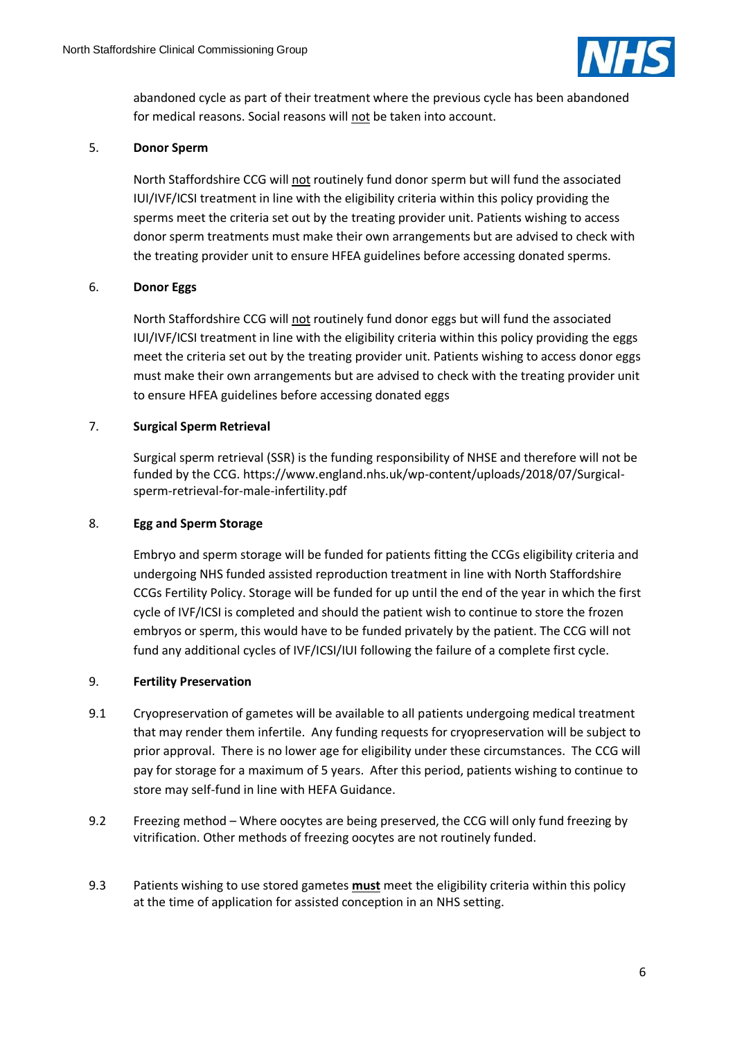abandoned cycle as part of their treatment where the previous cycle has been abandoned for medical reasons. Social reasons will not be taken into account.

5. **Donor Sperm**

North Staffordshire CCG will not routinely fund donor sperm but will fund the associated IUI/IVF/ICSI treatment in line with the eligibility criteria within this policy providing the sperms meet the criteria set out by the treating provider unit. Patients wishing to access donor sperm treatments must make their own arrangements but are advised to check with the treating provider unit to ensure HFEA guidelines before accessing donated sperms.

6. **Donor Eggs**

North Staffordshire CCG will not routinely fund donor eggs but will fund the associated IUI/IVF/ICSI treatment in line with the eligibility criteria within this policy providing the eggs meet the criteria set out by the treating provider unit. Patients wishing to access donor eggs must make their own arrangements but are advised to check with the treating provider unit to ensure HFEA guidelines before accessing donated eggs

7. **Surgical Sperm Retrieval**

Surgical sperm retrieval (SSR) is the funding responsibility of NHSE and therefore will not be funded by the CCG. https://www.england.nhs.uk/wp-content/uploads/2018/07/Surgical-sperm-retrieval-for-male-infertility.pdf

8. **Egg and Sperm Storage**

Embryo and sperm storage will be funded for patients fitting the CCGs eligibility criteria and undergoing NHS funded assisted reproduction treatment in line with North Staffordshire CCGs Fertility Policy. Storage will be funded for up until the end of the year in which the first cycle of IVF/ICSI is completed and should the patient wish to continue to store the frozen embryos or sperm, this would have to be funded privately by the patient. The CCG will not fund any additional cycles of IVF/ICSI/IUI following the failure of a complete first cycle.

9. **Fertility Preservation**

9.1 Cryopreservation of gametes will be available to all patients undergoing medical treatment that may render them infertile. Any funding requests for cryopreservation will be subject to prior approval. There is no lower age for eligibility under these circumstances. The CCG will pay for storage for a maximum of 5 years. After this period, patients wishing to continue to store may self-fund in line with HEFA Guidance.

9.2 Freezing method – Where oocytes are being preserved, the CCG will only fund freezing by vitrification. Other methods of freezing oocytes are not routinely funded.

9.3 Patients wishing to use stored gametes **must** meet the eligibility criteria within this policy at the time of application for assisted conception in an NHS setting.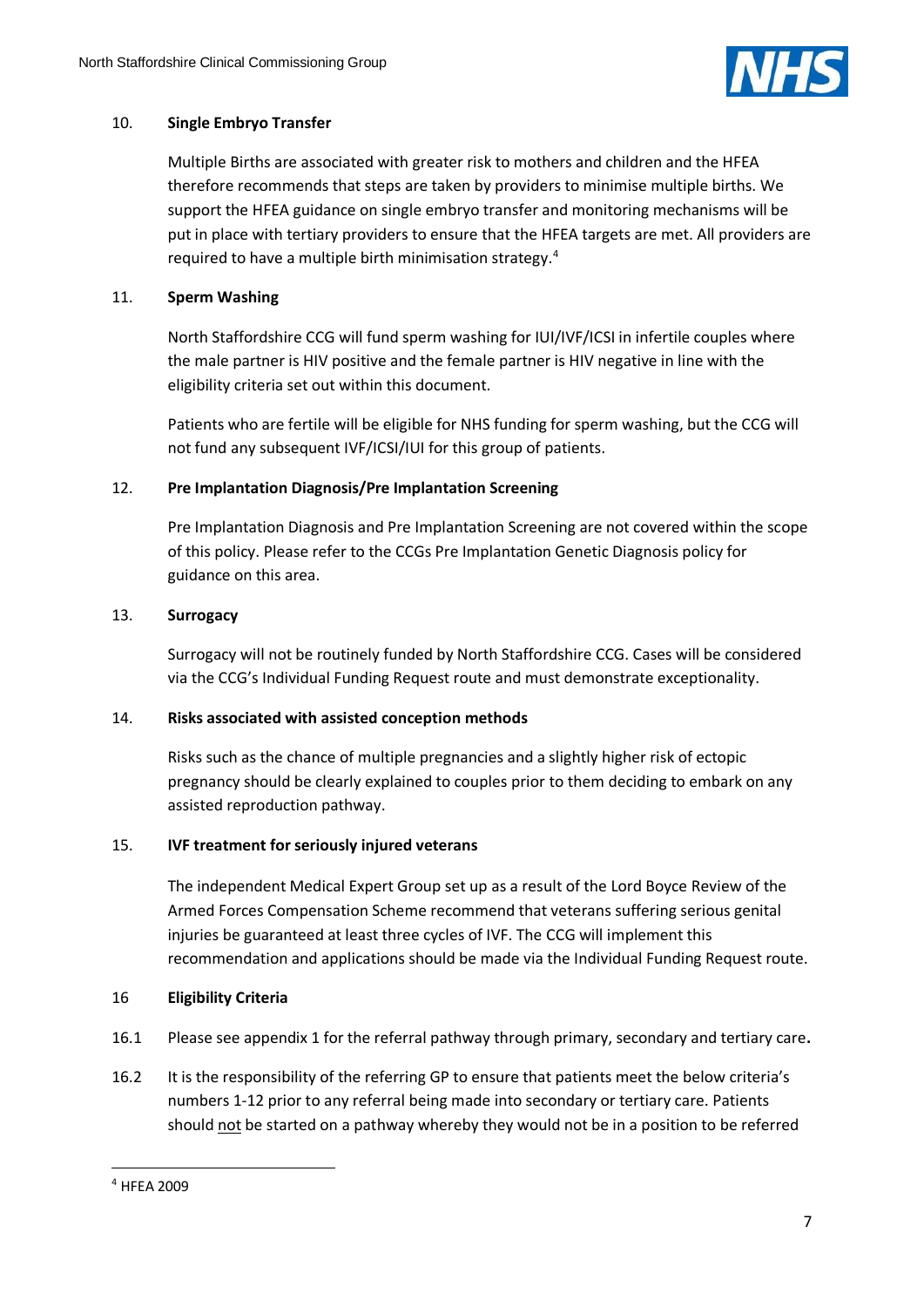## 10. Single Embryo Transfer

Multiple Births are associated with greater risk to mothers and children and the HFEA therefore recommends that steps are taken by providers to minimise multiple births. We support the HFEA guidance on single embryo transfer and monitoring mechanisms will be put in place with tertiary providers to ensure that the HFEA targets are met. All providers are required to have a multiple birth minimisation strategy.[4]

## 11. Sperm Washing

North Staffordshire CCG will fund sperm washing for IUI/IVF/ICSI in infertile couples where the male partner is HIV positive and the female partner is HIV negative in line with the eligibility criteria set out within this document.

Patients who are fertile will be eligible for NHS funding for sperm washing, but the CCG will not fund any subsequent IVF/ICSI/IUI for this group of patients.

## 12. Pre Implantation Diagnosis/Pre Implantation Screening

Pre Implantation Diagnosis and Pre Implantation Screening are not covered within the scope of this policy. Please refer to the CCGs Pre Implantation Genetic Diagnosis policy for guidance on this area.

## 13. Surrogacy

Surrogacy will not be routinely funded by North Staffordshire CCG. Cases will be considered via the CCG's Individual Funding Request route and must demonstrate exceptionality.

## 14. Risks associated with assisted conception methods

Risks such as the chance of multiple pregnancies and a slightly higher risk of ectopic pregnancy should be clearly explained to couples prior to them deciding to embark on any assisted reproduction pathway.

## 15. IVF treatment for seriously injured veterans

The independent Medical Expert Group set up as a result of the Lord Boyce Review of the Armed Forces Compensation Scheme recommend that veterans suffering serious genital injuries be guaranteed at least three cycles of IVF. The CCG will implement this recommendation and applications should be made via the Individual Funding Request route.

## 16 Eligibility Criteria

16.1 Please see appendix 1 for the referral pathway through primary, secondary and tertiary care**.**

16.2 It is the responsibility of the referring GP to ensure that patients meet the below criteria's numbers 1-12 prior to any referral being made into secondary or tertiary care. Patients should not be started on a pathway whereby they would not be in a position to be referred

---

[4] HFEA 2009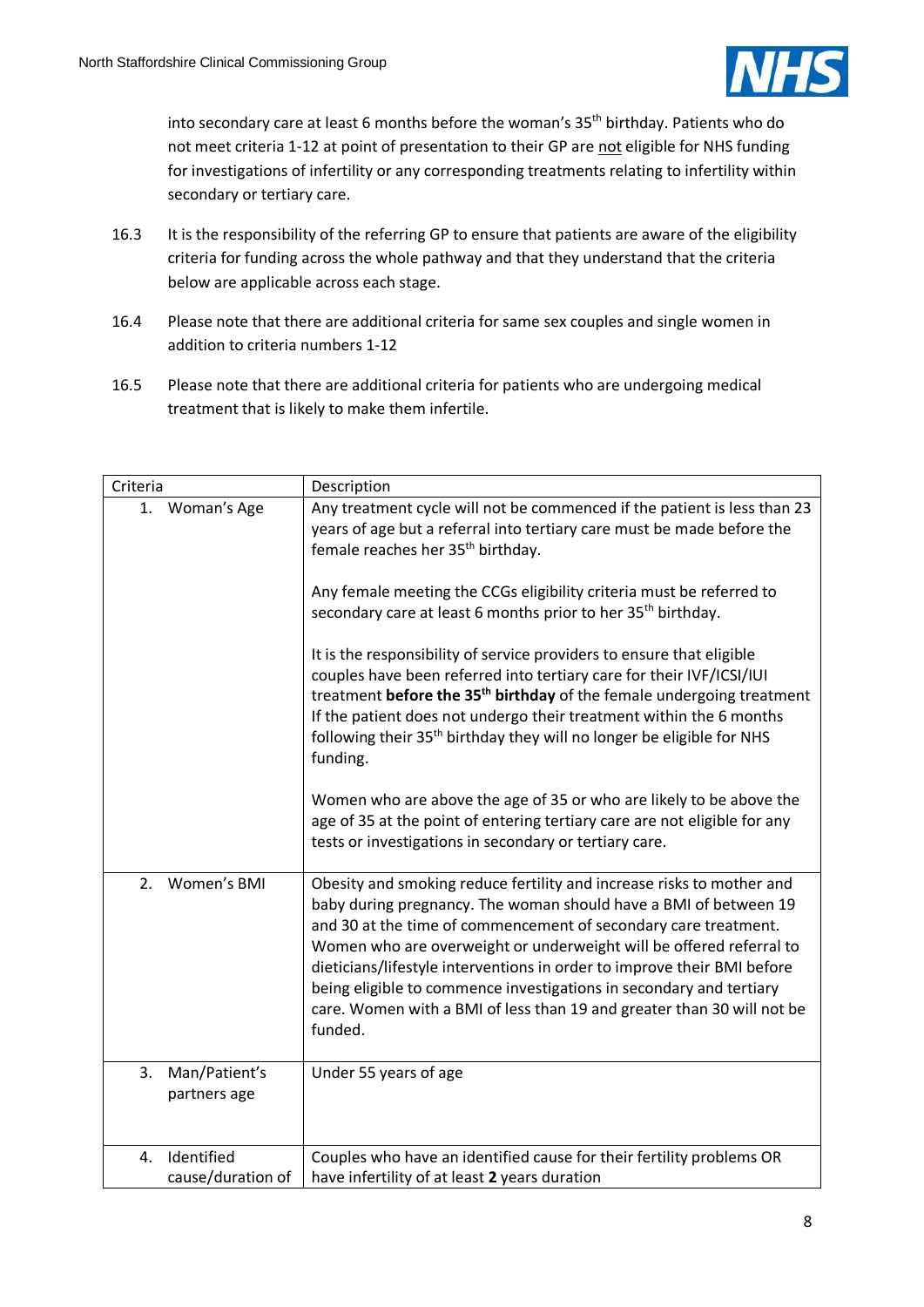into secondary care at least 6 months before the woman's 35th birthday. Patients who do not meet criteria 1-12 at point of presentation to their GP are not eligible for NHS funding for investigations of infertility or any corresponding treatments relating to infertility within secondary or tertiary care.

16.3 It is the responsibility of the referring GP to ensure that patients are aware of the eligibility criteria for funding across the whole pathway and that they understand that the criteria below are applicable across each stage.

16.4 Please note that there are additional criteria for same sex couples and single women in addition to criteria numbers 1-12

16.5 Please note that there are additional criteria for patients who are undergoing medical treatment that is likely to make them infertile.

| Criteria | Description |
|---|---|
| 1. Woman's Age | Any treatment cycle will not be commenced if the patient is less than 23 years of age but a referral into tertiary care must be made before the female reaches her 35th birthday.<br><br>Any female meeting the CCGs eligibility criteria must be referred to secondary care at least 6 months prior to her 35th birthday.<br><br>It is the responsibility of service providers to ensure that eligible couples have been referred into tertiary care for their IVF/ICSI/IUI treatment **before the 35th birthday** of the female undergoing treatment If the patient does not undergo their treatment within the 6 months following their 35th birthday they will no longer be eligible for NHS funding.<br><br>Women who are above the age of 35 or who are likely to be above the age of 35 at the point of entering tertiary care are not eligible for any tests or investigations in secondary or tertiary care. |
| 2. Women's BMI | Obesity and smoking reduce fertility and increase risks to mother and baby during pregnancy. The woman should have a BMI of between 19 and 30 at the time of commencement of secondary care treatment. Women who are overweight or underweight will be offered referral to dieticians/lifestyle interventions in order to improve their BMI before being eligible to commence investigations in secondary and tertiary care. Women with a BMI of less than 19 and greater than 30 will not be funded. |
| 3. Man/Patient's partners age | Under 55 years of age |
| 4. Identified cause/duration of | Couples who have an identified cause for their fertility problems OR have infertility of at least **2** years duration |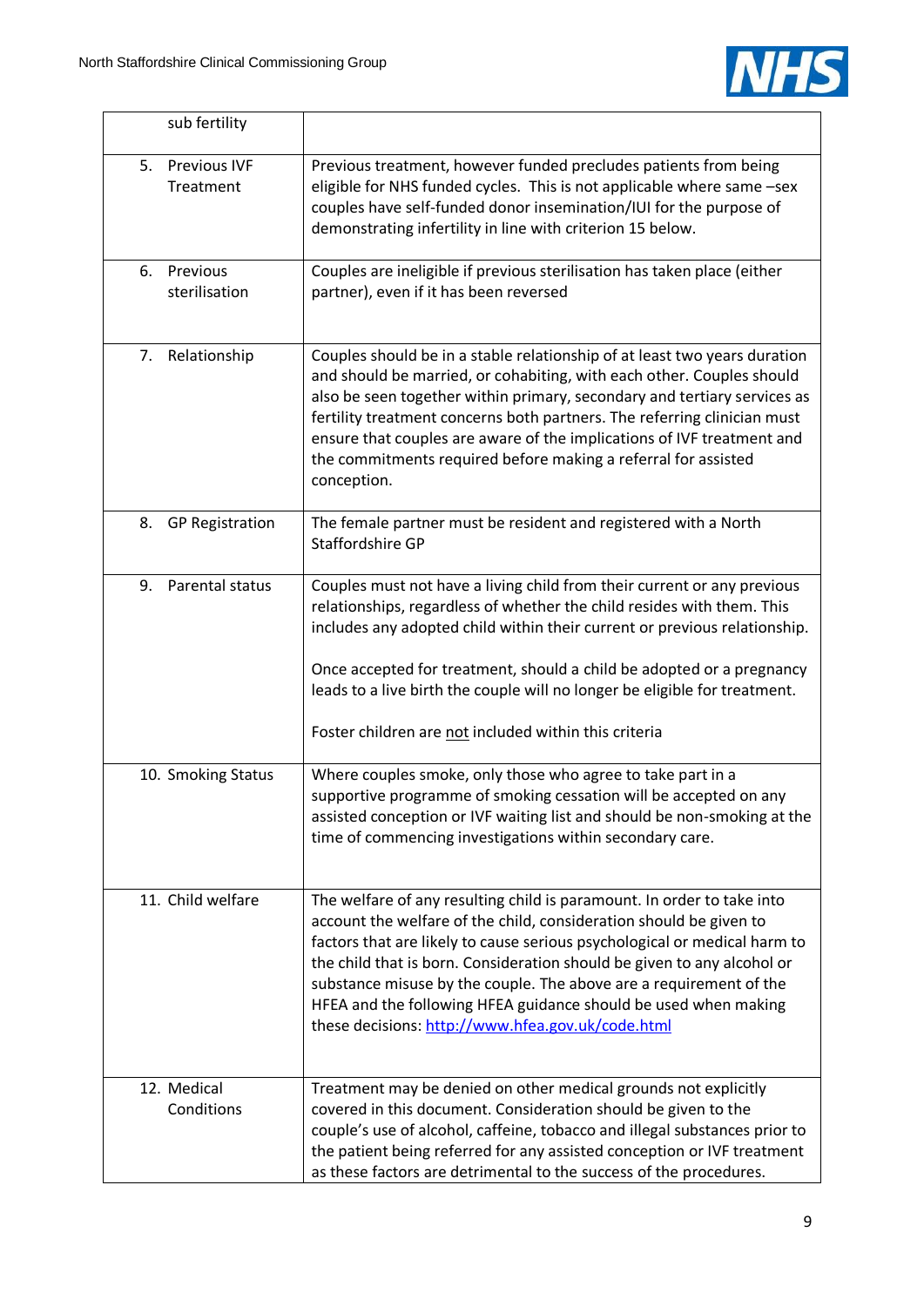| | |
|---|---|
| sub fertility | |
| 5. Previous IVF Treatment | Previous treatment, however funded precludes patients from being eligible for NHS funded cycles. This is not applicable where same –sex couples have self-funded donor insemination/IUI for the purpose of demonstrating infertility in line with criterion 15 below. |
| 6. Previous sterilisation | Couples are ineligible if previous sterilisation has taken place (either partner), even if it has been reversed |
| 7. Relationship | Couples should be in a stable relationship of at least two years duration and should be married, or cohabiting, with each other. Couples should also be seen together within primary, secondary and tertiary services as fertility treatment concerns both partners. The referring clinician must ensure that couples are aware of the implications of IVF treatment and the commitments required before making a referral for assisted conception. |
| 8. GP Registration | The female partner must be resident and registered with a North Staffordshire GP |
| 9. Parental status | Couples must not have a living child from their current or any previous relationships, regardless of whether the child resides with them. This includes any adopted child within their current or previous relationship.<br><br>Once accepted for treatment, should a child be adopted or a pregnancy leads to a live birth the couple will no longer be eligible for treatment.<br><br>Foster children are not included within this criteria |
| 10. Smoking Status | Where couples smoke, only those who agree to take part in a supportive programme of smoking cessation will be accepted on any assisted conception or IVF waiting list and should be non-smoking at the time of commencing investigations within secondary care. |
| 11. Child welfare | The welfare of any resulting child is paramount. In order to take into account the welfare of the child, consideration should be given to factors that are likely to cause serious psychological or medical harm to the child that is born. Consideration should be given to any alcohol or substance misuse by the couple. The above are a requirement of the HFEA and the following HFEA guidance should be used when making these decisions: http://www.hfea.gov.uk/code.html |
| 12. Medical Conditions | Treatment may be denied on other medical grounds not explicitly covered in this document. Consideration should be given to the couple's use of alcohol, caffeine, tobacco and illegal substances prior to the patient being referred for any assisted conception or IVF treatment as these factors are detrimental to the success of the procedures. |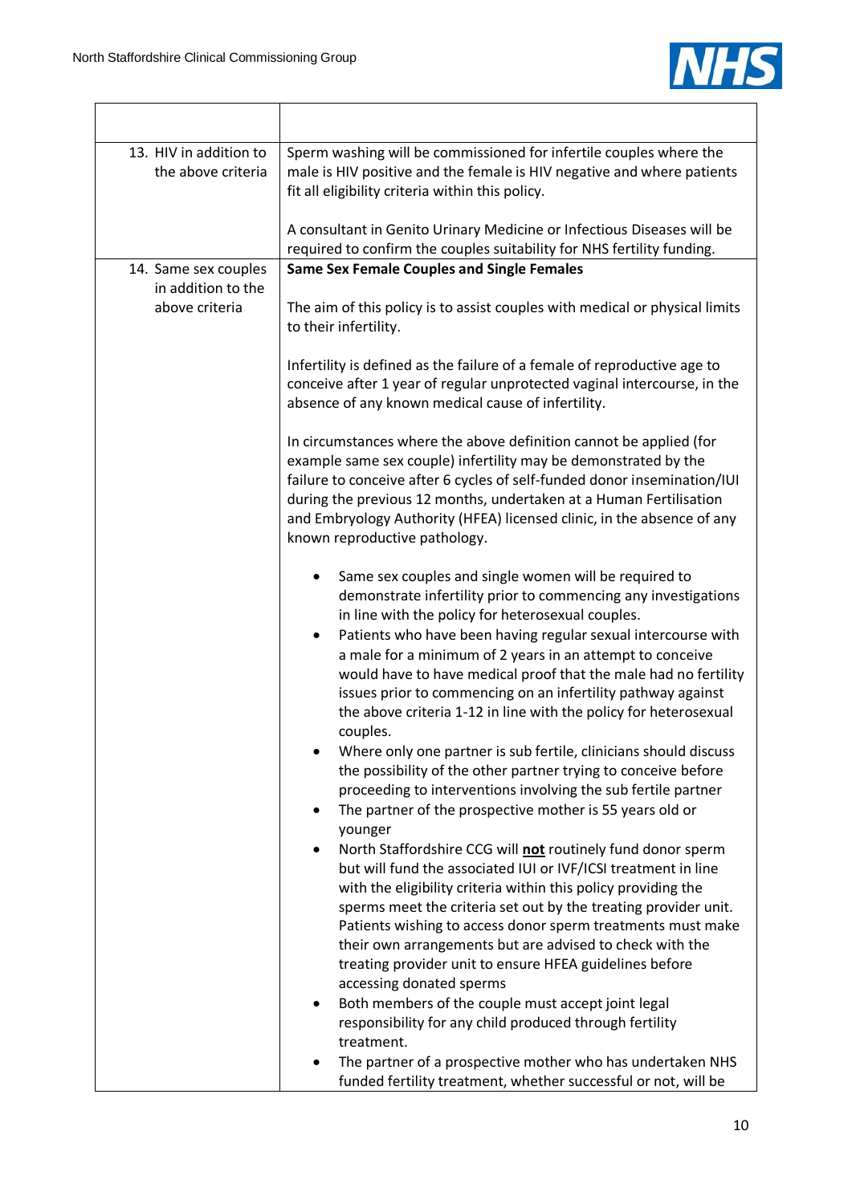| | |
|---|---|
| 13. HIV in addition to the above criteria | Sperm washing will be commissioned for infertile couples where the male is HIV positive and the female is HIV negative and where patients fit all eligibility criteria within this policy.<br><br>A consultant in Genito Urinary Medicine or Infectious Diseases will be required to confirm the couples suitability for NHS fertility funding. |
| 14. Same sex couples in addition to the above criteria | **Same Sex Female Couples and Single Females**<br><br>The aim of this policy is to assist couples with medical or physical limits to their infertility.<br><br>Infertility is defined as the failure of a female of reproductive age to conceive after 1 year of regular unprotected vaginal intercourse, in the absence of any known medical cause of infertility.<br><br>In circumstances where the above definition cannot be applied (for example same sex couple) infertility may be demonstrated by the failure to conceive after 6 cycles of self-funded donor insemination/IUI during the previous 12 months, undertaken at a Human Fertilisation and Embryology Authority (HFEA) licensed clinic, in the absence of any known reproductive pathology.<br><br>• Same sex couples and single women will be required to demonstrate infertility prior to commencing any investigations in line with the policy for heterosexual couples.<br>• Patients who have been having regular sexual intercourse with a male for a minimum of 2 years in an attempt to conceive would have to have medical proof that the male had no fertility issues prior to commencing on an infertility pathway against the above criteria 1-12 in line with the policy for heterosexual couples.<br>• Where only one partner is sub fertile, clinicians should discuss the possibility of the other partner trying to conceive before proceeding to interventions involving the sub fertile partner<br>• The partner of the prospective mother is 55 years old or younger<br>• North Staffordshire CCG will **<u>not</u>** routinely fund donor sperm but will fund the associated IUI or IVF/ICSI treatment in line with the eligibility criteria within this policy providing the sperms meet the criteria set out by the treating provider unit. Patients wishing to access donor sperm treatments must make their own arrangements but are advised to check with the treating provider unit to ensure HFEA guidelines before accessing donated sperms<br>• Both members of the couple must accept joint legal responsibility for any child produced through fertility treatment.<br>• The partner of a prospective mother who has undertaken NHS funded fertility treatment, whether successful or not, will be |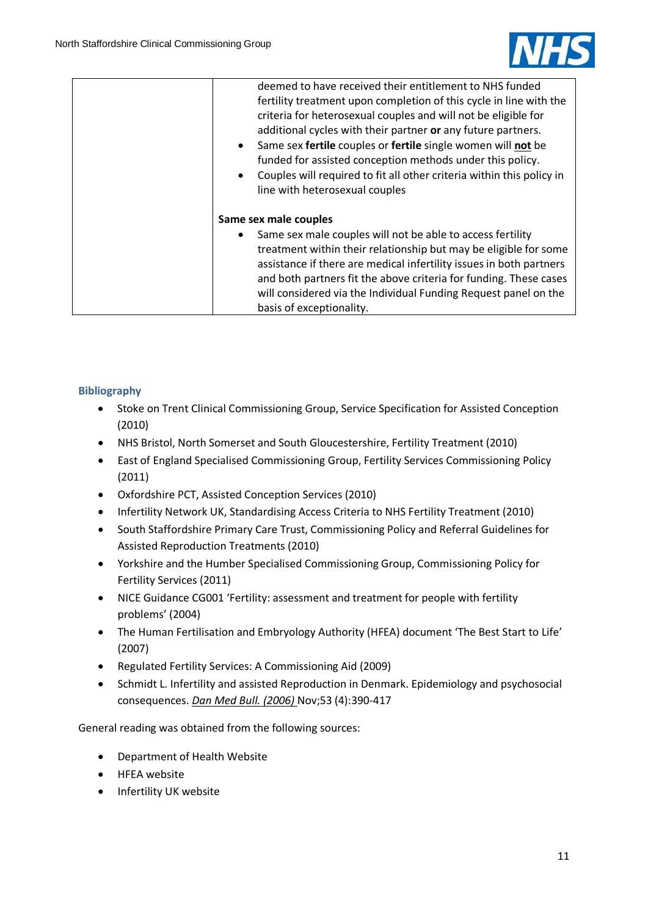| | |
|---|---|
| | deemed to have received their entitlement to NHS funded fertility treatment upon completion of this cycle in line with the criteria for heterosexual couples and will not be eligible for additional cycles with their partner **or** any future partners.<br>• Same sex **fertile** couples or **fertile** single women will **<u>not</u>** be funded for assisted conception methods under this policy.<br>• Couples will required to fit all other criteria within this policy in line with heterosexual couples<br><br>**Same sex male couples**<br>• Same sex male couples will not be able to access fertility treatment within their relationship but may be eligible for some assistance if there are medical infertility issues in both partners and both partners fit the above criteria for funding. These cases will considered via the Individual Funding Request panel on the basis of exceptionality. |

## Bibliography

- Stoke on Trent Clinical Commissioning Group, Service Specification for Assisted Conception (2010)
- NHS Bristol, North Somerset and South Gloucestershire, Fertility Treatment (2010)
- East of England Specialised Commissioning Group, Fertility Services Commissioning Policy (2011)
- Oxfordshire PCT, Assisted Conception Services (2010)
- Infertility Network UK, Standardising Access Criteria to NHS Fertility Treatment (2010)
- South Staffordshire Primary Care Trust, Commissioning Policy and Referral Guidelines for Assisted Reproduction Treatments (2010)
- Yorkshire and the Humber Specialised Commissioning Group, Commissioning Policy for Fertility Services (2011)
- NICE Guidance CG001 'Fertility: assessment and treatment for people with fertility problems' (2004)
- The Human Fertilisation and Embryology Authority (HFEA) document 'The Best Start to Life' (2007)
- Regulated Fertility Services: A Commissioning Aid (2009)
- Schmidt L. Infertility and assisted Reproduction in Denmark. Epidemiology and psychosocial consequences. *Dan Med Bull. (2006)* Nov;53 (4):390-417

General reading was obtained from the following sources:

- Department of Health Website
- HFEA website
- Infertility UK website